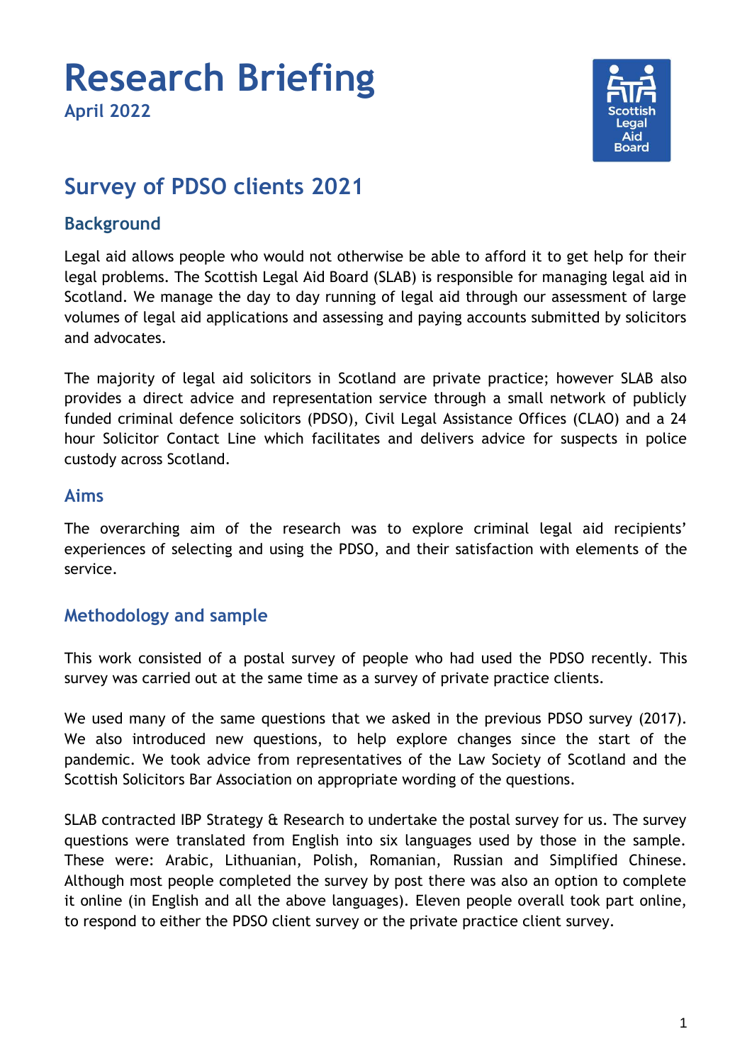# Research Briefing

April 2022

## Survey of PDSO clients 2021

### Background

Legal aid allows people who would not otherwise be able to afford it to get help for their legal problems. The Scottish Legal Aid Board (SLAB) is responsible for managing legal aid in Scotland. We manage the day to day running of legal aid through our assessment of large volumes of legal aid applications and assessing and paying accounts submitted by solicitors and advocates.

The majority of legal aid solicitors in Scotland are private practice; however SLAB also provides a direct advice and representation service through a small network of publicly funded criminal defence solicitors (PDSO), Civil Legal Assistance Offices (CLAO) and a 24 hour Solicitor Contact Line which facilitates and delivers advice for suspects in police custody across Scotland.

### Aims

The overarching aim of the research was to explore criminal legal aid recipients' experiences of selecting and using the PDSO, and their satisfaction with elements of the service.

### Methodology and sample

This work consisted of a postal survey of people who had used the PDSO recently. This survey was carried out at the same time as a survey of private practice clients.

We used many of the same questions that we asked in the previous PDSO survey (2017). We also introduced new questions, to help explore changes since the start of the pandemic. We took advice from representatives of the Law Society of Scotland and the Scottish Solicitors Bar Association on appropriate wording of the questions.

SLAB contracted IBP Strategy & Research to undertake the postal survey for us. The survey questions were translated from English into six languages used by those in the sample. These were: Arabic, Lithuanian, Polish, Romanian, Russian and Simplified Chinese. Although most people completed the survey by post there was also an option to complete it online (in English and all the above languages). Eleven people overall took part online, to respond to either the PDSO client survey or the private practice client survey.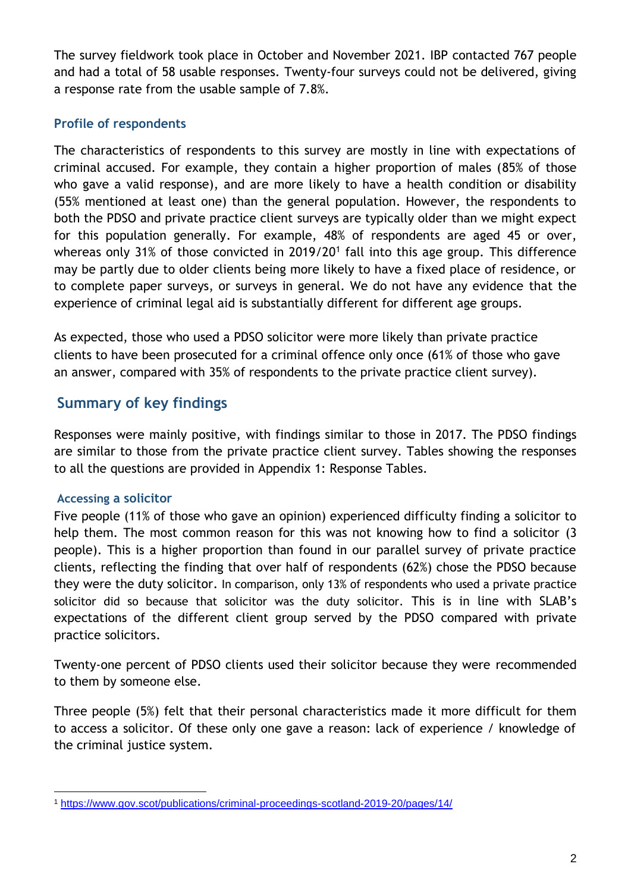The survey fieldwork took place in October and November 2021. IBP contacted 767 people and had a total of 58 usable responses. Twenty-four surveys could not be delivered, giving a response rate from the usable sample of 7.8%.

### Profile of respondents

The characteristics of respondents to this survey are mostly in line with expectations of criminal accused. For example, they contain a higher proportion of males (85% of those who gave a valid response), and are more likely to have a health condition or disability (55% mentioned at least one) than the general population. However, the respondents to both the PDSO and private practice client surveys are typically older than we might expect for this population generally. For example, 48% of respondents are aged 45 or over, whereas only 31% of those convicted in 2019/20[1] fall into this age group. This difference may be partly due to older clients being more likely to have a fixed place of residence, or to complete paper surveys, or surveys in general. We do not have any evidence that the experience of criminal legal aid is substantially different for different age groups.

As expected, those who used a PDSO solicitor were more likely than private practice clients to have been prosecuted for a criminal offence only once (61% of those who gave an answer, compared with 35% of respondents to the private practice client survey).

## Summary of key findings

Responses were mainly positive, with findings similar to those in 2017. The PDSO findings are similar to those from the private practice client survey. Tables showing the responses to all the questions are provided in Appendix 1: Response Tables.

### Accessing a solicitor

Five people (11% of those who gave an opinion) experienced difficulty finding a solicitor to help them. The most common reason for this was not knowing how to find a solicitor (3 people). This is a higher proportion than found in our parallel survey of private practice clients, reflecting the finding that over half of respondents (62%) chose the PDSO because they were the duty solicitor. In comparison, only 13% of respondents who used a private practice solicitor did so because that solicitor was the duty solicitor. This is in line with SLAB's expectations of the different client group served by the PDSO compared with private practice solicitors.

Twenty-one percent of PDSO clients used their solicitor because they were recommended to them by someone else.

Three people (5%) felt that their personal characteristics made it more difficult for them to access a solicitor. Of these only one gave a reason: lack of experience / knowledge of the criminal justice system.

[1] https://www.gov.scot/publications/criminal-proceedings-scotland-2019-20/pages/14/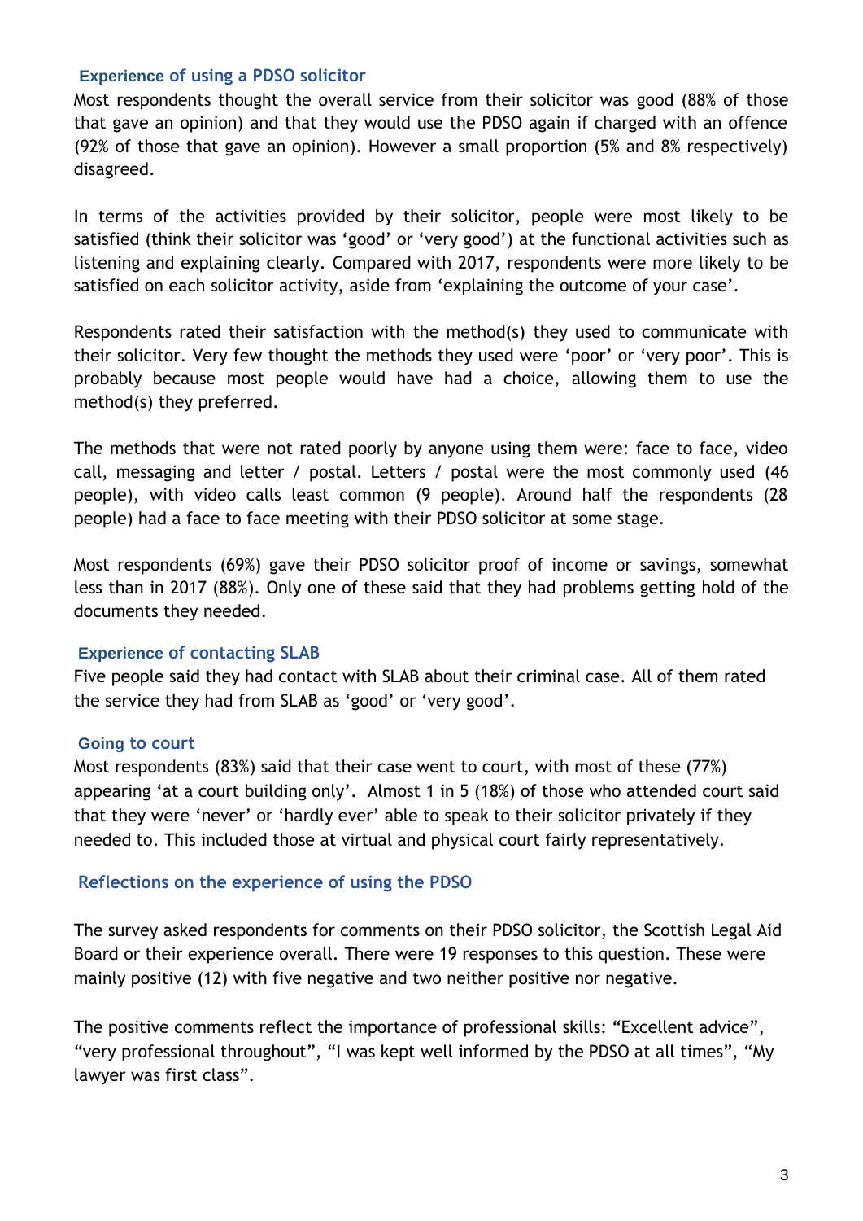### Experience of using a PDSO solicitor

Most respondents thought the overall service from their solicitor was good (88% of those that gave an opinion) and that they would use the PDSO again if charged with an offence (92% of those that gave an opinion). However a small proportion (5% and 8% respectively) disagreed.

In terms of the activities provided by their solicitor, people were most likely to be satisfied (think their solicitor was 'good' or 'very good') at the functional activities such as listening and explaining clearly. Compared with 2017, respondents were more likely to be satisfied on each solicitor activity, aside from 'explaining the outcome of your case'.

Respondents rated their satisfaction with the method(s) they used to communicate with their solicitor. Very few thought the methods they used were 'poor' or 'very poor'. This is probably because most people would have had a choice, allowing them to use the method(s) they preferred.

The methods that were not rated poorly by anyone using them were: face to face, video call, messaging and letter / postal. Letters / postal were the most commonly used (46 people), with video calls least common (9 people). Around half the respondents (28 people) had a face to face meeting with their PDSO solicitor at some stage.

Most respondents (69%) gave their PDSO solicitor proof of income or savings, somewhat less than in 2017 (88%). Only one of these said that they had problems getting hold of the documents they needed.

### Experience of contacting SLAB

Five people said they had contact with SLAB about their criminal case. All of them rated the service they had from SLAB as 'good' or 'very good'.

### Going to court

Most respondents (83%) said that their case went to court, with most of these (77%) appearing 'at a court building only'. Almost 1 in 5 (18%) of those who attended court said that they were 'never' or 'hardly ever' able to speak to their solicitor privately if they needed to. This included those at virtual and physical court fairly representatively.

### Reflections on the experience of using the PDSO

The survey asked respondents for comments on their PDSO solicitor, the Scottish Legal Aid Board or their experience overall. There were 19 responses to this question. These were mainly positive (12) with five negative and two neither positive nor negative.

The positive comments reflect the importance of professional skills: "Excellent advice", "very professional throughout", "I was kept well informed by the PDSO at all times", "My lawyer was first class".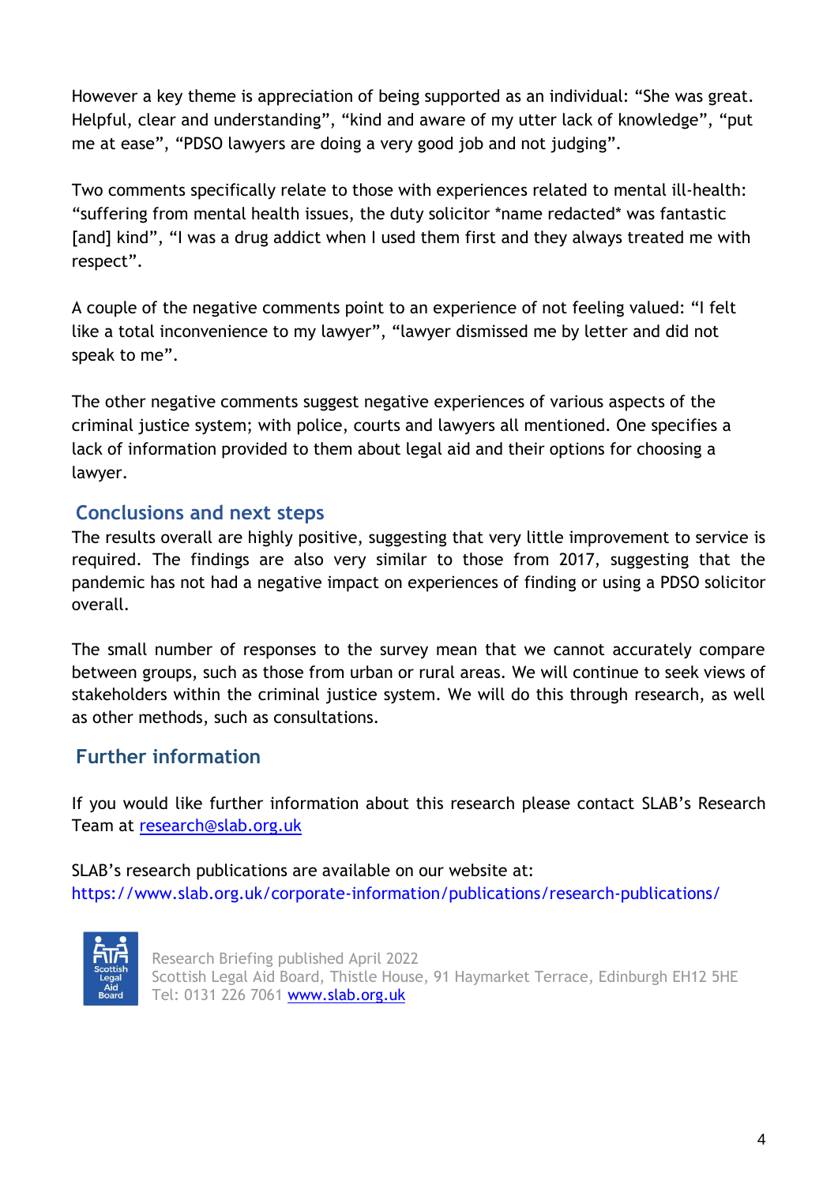However a key theme is appreciation of being supported as an individual: “She was great. Helpful, clear and understanding”, “kind and aware of my utter lack of knowledge”, “put me at ease”, “PDSO lawyers are doing a very good job and not judging”.

Two comments specifically relate to those with experiences related to mental ill-health: “suffering from mental health issues, the duty solicitor *name redacted* was fantastic [and] kind”, “I was a drug addict when I used them first and they always treated me with respect”.

A couple of the negative comments point to an experience of not feeling valued: “I felt like a total inconvenience to my lawyer”, “lawyer dismissed me by letter and did not speak to me”.

The other negative comments suggest negative experiences of various aspects of the criminal justice system; with police, courts and lawyers all mentioned. One specifies a lack of information provided to them about legal aid and their options for choosing a lawyer.

## Conclusions and next steps

The results overall are highly positive, suggesting that very little improvement to service is required. The findings are also very similar to those from 2017, suggesting that the pandemic has not had a negative impact on experiences of finding or using a PDSO solicitor overall.

The small number of responses to the survey mean that we cannot accurately compare between groups, such as those from urban or rural areas. We will continue to seek views of stakeholders within the criminal justice system. We will do this through research, as well as other methods, such as consultations.

## Further information

If you would like further information about this research please contact SLAB’s Research Team at research@slab.org.uk

SLAB’s research publications are available on our website at:
https://www.slab.org.uk/corporate-information/publications/research-publications/

Research Briefing published April 2022
Scottish Legal Aid Board, Thistle House, 91 Haymarket Terrace, Edinburgh EH12 5HE
Tel: 0131 226 7061 www.slab.org.uk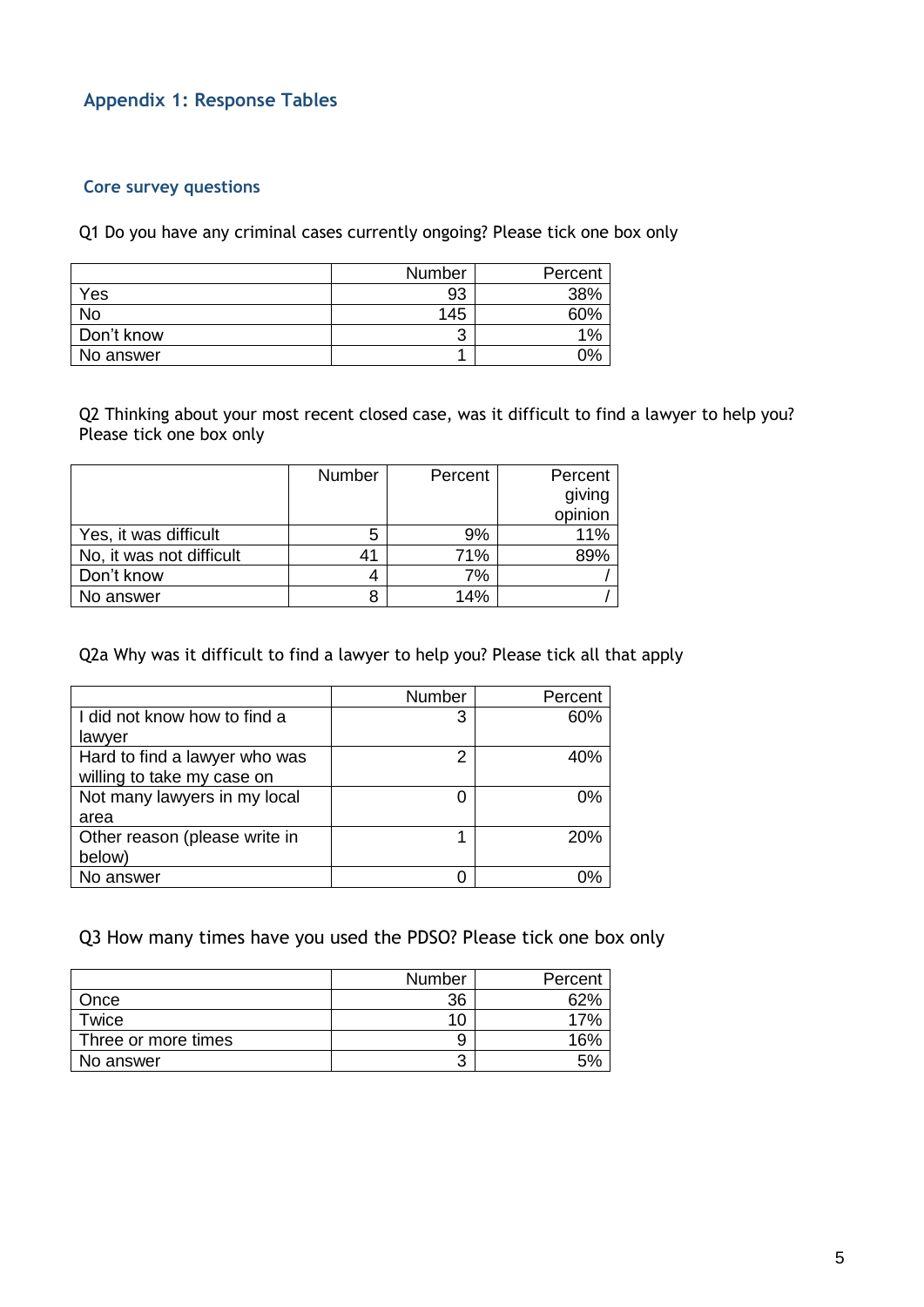## Appendix 1: Response Tables

### Core survey questions

Q1 Do you have any criminal cases currently ongoing? Please tick one box only

| | Number | Percent |
|---|---|---|
| Yes | 93 | 38% |
| No | 145 | 60% |
| Don't know | 3 | 1% |
| No answer | 1 | 0% |

Q2 Thinking about your most recent closed case, was it difficult to find a lawyer to help you? Please tick one box only

| | Number | Percent | Percent giving opinion |
|---|---|---|---|
| Yes, it was difficult | 5 | 9% | 11% |
| No, it was not difficult | 41 | 71% | 89% |
| Don't know | 4 | 7% | / |
| No answer | 8 | 14% | / |

Q2a Why was it difficult to find a lawyer to help you? Please tick all that apply

| | Number | Percent |
|---|---|---|
| I did not know how to find a lawyer | 3 | 60% |
| Hard to find a lawyer who was willing to take my case on | 2 | 40% |
| Not many lawyers in my local area | 0 | 0% |
| Other reason (please write in below) | 1 | 20% |
| No answer | 0 | 0% |

Q3 How many times have you used the PDSO? Please tick one box only

| | Number | Percent |
|---|---|---|
| Once | 36 | 62% |
| Twice | 10 | 17% |
| Three or more times | 9 | 16% |
| No answer | 3 | 5% |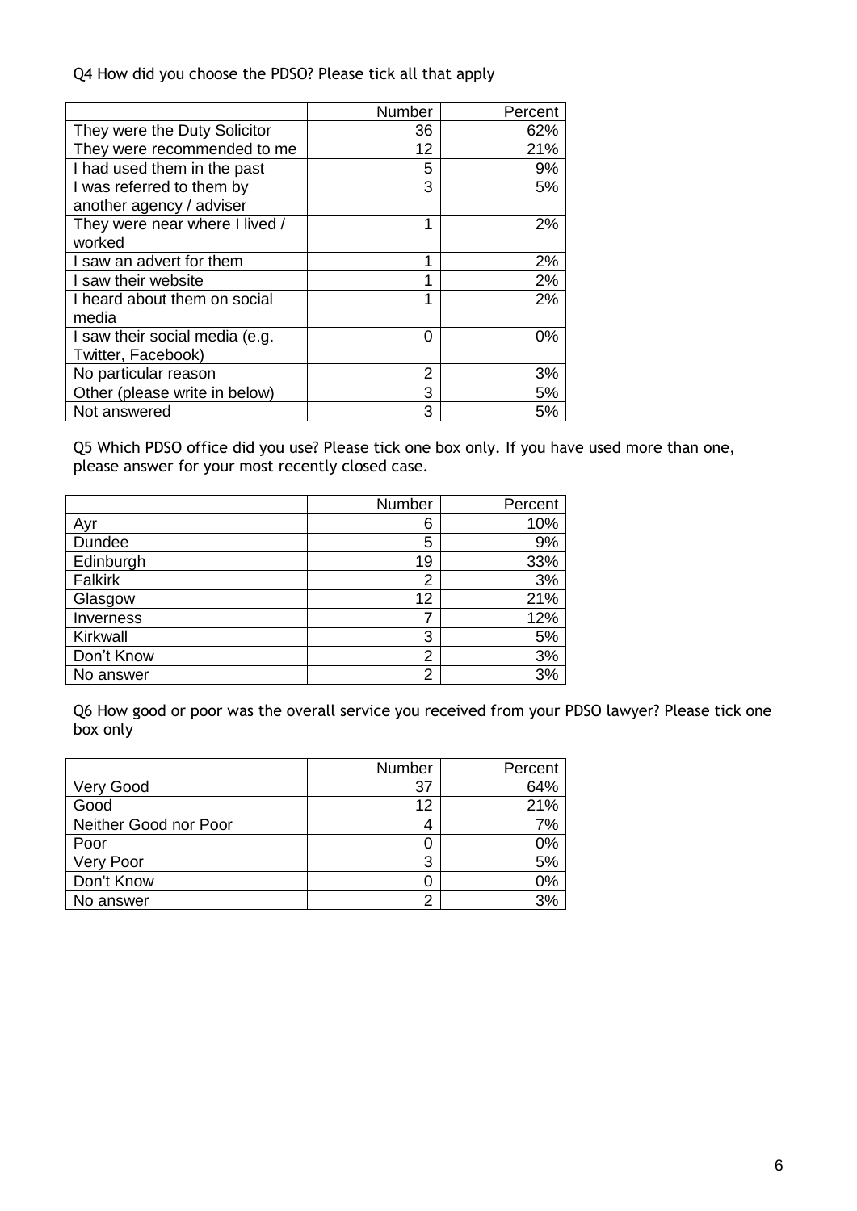Q4 How did you choose the PDSO? Please tick all that apply

| | Number | Percent |
|---|---|---|
| They were the Duty Solicitor | 36 | 62% |
| They were recommended to me | 12 | 21% |
| I had used them in the past | 5 | 9% |
| I was referred to them by another agency / adviser | 3 | 5% |
| They were near where I lived / worked | 1 | 2% |
| I saw an advert for them | 1 | 2% |
| I saw their website | 1 | 2% |
| I heard about them on social media | 1 | 2% |
| I saw their social media (e.g. Twitter, Facebook) | 0 | 0% |
| No particular reason | 2 | 3% |
| Other (please write in below) | 3 | 5% |
| Not answered | 3 | 5% |

Q5 Which PDSO office did you use? Please tick one box only. If you have used more than one, please answer for your most recently closed case.

| | Number | Percent |
|---|---|---|
| Ayr | 6 | 10% |
| Dundee | 5 | 9% |
| Edinburgh | 19 | 33% |
| Falkirk | 2 | 3% |
| Glasgow | 12 | 21% |
| Inverness | 7 | 12% |
| Kirkwall | 3 | 5% |
| Don't Know | 2 | 3% |
| No answer | 2 | 3% |

Q6 How good or poor was the overall service you received from your PDSO lawyer? Please tick one box only

| | Number | Percent |
|---|---|---|
| Very Good | 37 | 64% |
| Good | 12 | 21% |
| Neither Good nor Poor | 4 | 7% |
| Poor | 0 | 0% |
| Very Poor | 3 | 5% |
| Don't Know | 0 | 0% |
| No answer | 2 | 3% |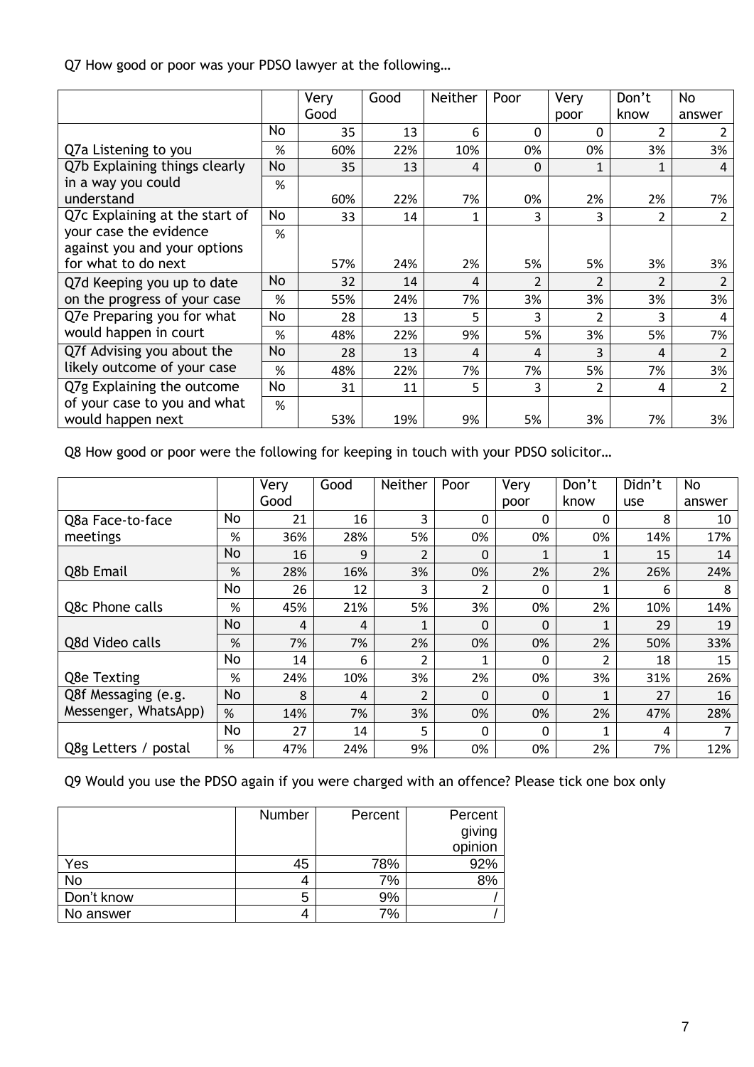Q7 How good or poor was your PDSO lawyer at the following…

| | | Very Good | Good | Neither | Poor | Very poor | Don't know | No answer |
|---|---|---|---|---|---|---|---|---|
| Q7a Listening to you | No | 35 | 13 | 6 | 0 | 0 | 2 | 2 |
| | % | 60% | 22% | 10% | 0% | 0% | 3% | 3% |
| Q7b Explaining things clearly in a way you could understand | No | 35 | 13 | 4 | 0 | 1 | 1 | 4 |
| | % | 60% | 22% | 7% | 0% | 2% | 2% | 7% |
| Q7c Explaining at the start of your case the evidence against you and your options for what to do next | No | 33 | 14 | 1 | 3 | 3 | 2 | 2 |
| | % | 57% | 24% | 2% | 5% | 5% | 3% | 3% |
| Q7d Keeping you up to date on the progress of your case | No | 32 | 14 | 4 | 2 | 2 | 2 | 2 |
| | % | 55% | 24% | 7% | 3% | 3% | 3% | 3% |
| Q7e Preparing you for what would happen in court | No | 28 | 13 | 5 | 3 | 2 | 3 | 4 |
| | % | 48% | 22% | 9% | 5% | 3% | 5% | 7% |
| Q7f Advising you about the likely outcome of your case | No | 28 | 13 | 4 | 4 | 3 | 4 | 2 |
| | % | 48% | 22% | 7% | 7% | 5% | 7% | 3% |
| Q7g Explaining the outcome of your case to you and what would happen next | No | 31 | 11 | 5 | 3 | 2 | 4 | 2 |
| | % | 53% | 19% | 9% | 5% | 3% | 7% | 3% |

Q8 How good or poor were the following for keeping in touch with your PDSO solicitor…

| | | Very Good | Good | Neither | Poor | Very poor | Don't know | Didn't use | No answer |
|---|---|---|---|---|---|---|---|---|---|
| Q8a Face-to-face meetings | No | 21 | 16 | 3 | 0 | 0 | 0 | 8 | 10 |
| | % | 36% | 28% | 5% | 0% | 0% | 0% | 14% | 17% |
| Q8b Email | No | 16 | 9 | 2 | 0 | 1 | 1 | 15 | 14 |
| | % | 28% | 16% | 3% | 0% | 2% | 2% | 26% | 24% |
| Q8c Phone calls | No | 26 | 12 | 3 | 2 | 0 | 1 | 6 | 8 |
| | % | 45% | 21% | 5% | 3% | 0% | 2% | 10% | 14% |
| Q8d Video calls | No | 4 | 4 | 1 | 0 | 0 | 1 | 29 | 19 |
| | % | 7% | 7% | 2% | 0% | 0% | 2% | 50% | 33% |
| Q8e Texting | No | 14 | 6 | 2 | 1 | 0 | 2 | 18 | 15 |
| | % | 24% | 10% | 3% | 2% | 0% | 3% | 31% | 26% |
| Q8f Messaging (e.g. Messenger, WhatsApp) | No | 8 | 4 | 2 | 0 | 0 | 1 | 27 | 16 |
| | % | 14% | 7% | 3% | 0% | 0% | 2% | 47% | 28% |
| Q8g Letters / postal | No | 27 | 14 | 5 | 0 | 0 | 1 | 4 | 7 |
| | % | 47% | 24% | 9% | 0% | 0% | 2% | 7% | 12% |

Q9 Would you use the PDSO again if you were charged with an offence? Please tick one box only

| | Number | Percent | Percent giving opinion |
|---|---|---|---|
| Yes | 45 | 78% | 92% |
| No | 4 | 7% | 8% |
| Don't know | 5 | 9% | / |
| No answer | 4 | 7% | / |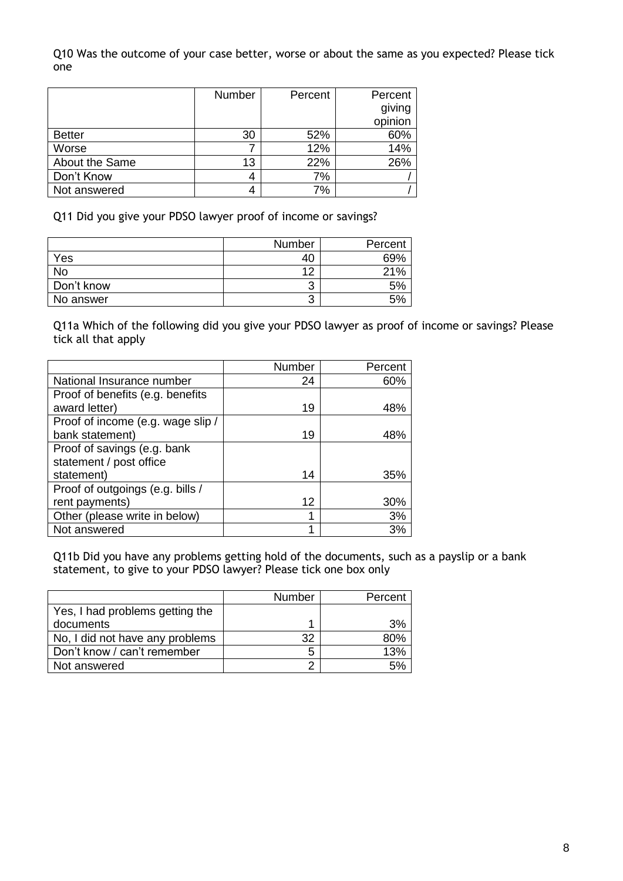Q10 Was the outcome of your case better, worse or about the same as you expected? Please tick one

| | Number | Percent | Percent giving opinion |
|---|---|---|---|
| Better | 30 | 52% | 60% |
| Worse | 7 | 12% | 14% |
| About the Same | 13 | 22% | 26% |
| Don't Know | 4 | 7% | / |
| Not answered | 4 | 7% | / |

Q11 Did you give your PDSO lawyer proof of income or savings?

| | Number | Percent |
|---|---|---|
| Yes | 40 | 69% |
| No | 12 | 21% |
| Don't know | 3 | 5% |
| No answer | 3 | 5% |

Q11a Which of the following did you give your PDSO lawyer as proof of income or savings? Please tick all that apply

| | Number | Percent |
|---|---|---|
| National Insurance number | 24 | 60% |
| Proof of benefits (e.g. benefits award letter) | 19 | 48% |
| Proof of income (e.g. wage slip / bank statement) | 19 | 48% |
| Proof of savings (e.g. bank statement / post office statement) | 14 | 35% |
| Proof of outgoings (e.g. bills / rent payments) | 12 | 30% |
| Other (please write in below) | 1 | 3% |
| Not answered | 1 | 3% |

Q11b Did you have any problems getting hold of the documents, such as a payslip or a bank statement, to give to your PDSO lawyer? Please tick one box only

| | Number | Percent |
|---|---|---|
| Yes, I had problems getting the documents | 1 | 3% |
| No, I did not have any problems | 32 | 80% |
| Don't know / can't remember | 5 | 13% |
| Not answered | 2 | 5% |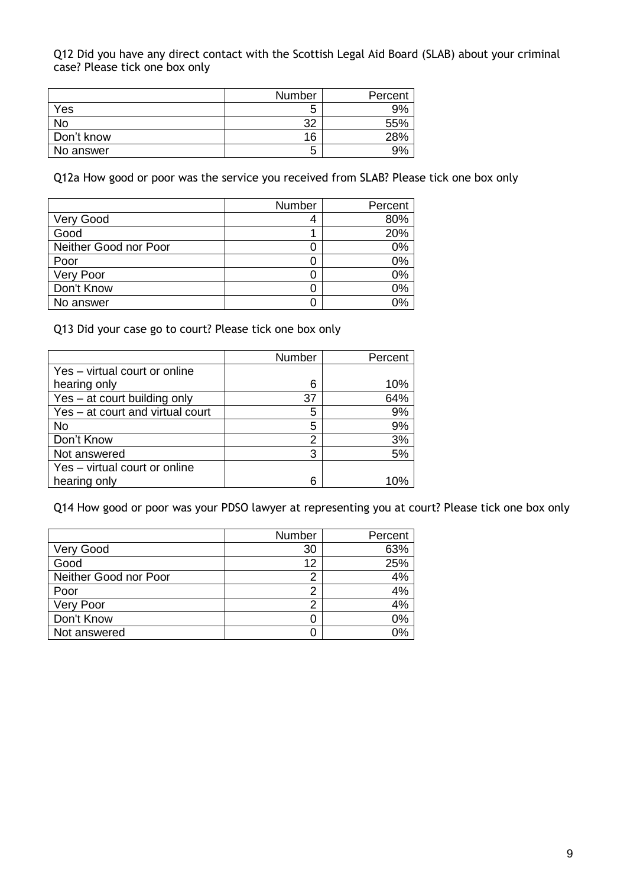Q12 Did you have any direct contact with the Scottish Legal Aid Board (SLAB) about your criminal case? Please tick one box only

| | Number | Percent |
|---|---|---|
| Yes | 5 | 9% |
| No | 32 | 55% |
| Don't know | 16 | 28% |
| No answer | 5 | 9% |

Q12a How good or poor was the service you received from SLAB? Please tick one box only

| | Number | Percent |
|---|---|---|
| Very Good | 4 | 80% |
| Good | 1 | 20% |
| Neither Good nor Poor | 0 | 0% |
| Poor | 0 | 0% |
| Very Poor | 0 | 0% |
| Don't Know | 0 | 0% |
| No answer | 0 | 0% |

Q13 Did your case go to court? Please tick one box only

| | Number | Percent |
|---|---|---|
| Yes – virtual court or online hearing only | 6 | 10% |
| Yes – at court building only | 37 | 64% |
| Yes – at court and virtual court | 5 | 9% |
| No | 5 | 9% |
| Don't Know | 2 | 3% |
| Not answered | 3 | 5% |
| Yes – virtual court or online hearing only | 6 | 10% |

Q14 How good or poor was your PDSO lawyer at representing you at court? Please tick one box only

| | Number | Percent |
|---|---|---|
| Very Good | 30 | 63% |
| Good | 12 | 25% |
| Neither Good nor Poor | 2 | 4% |
| Poor | 2 | 4% |
| Very Poor | 2 | 4% |
| Don't Know | 0 | 0% |
| Not answered | 0 | 0% |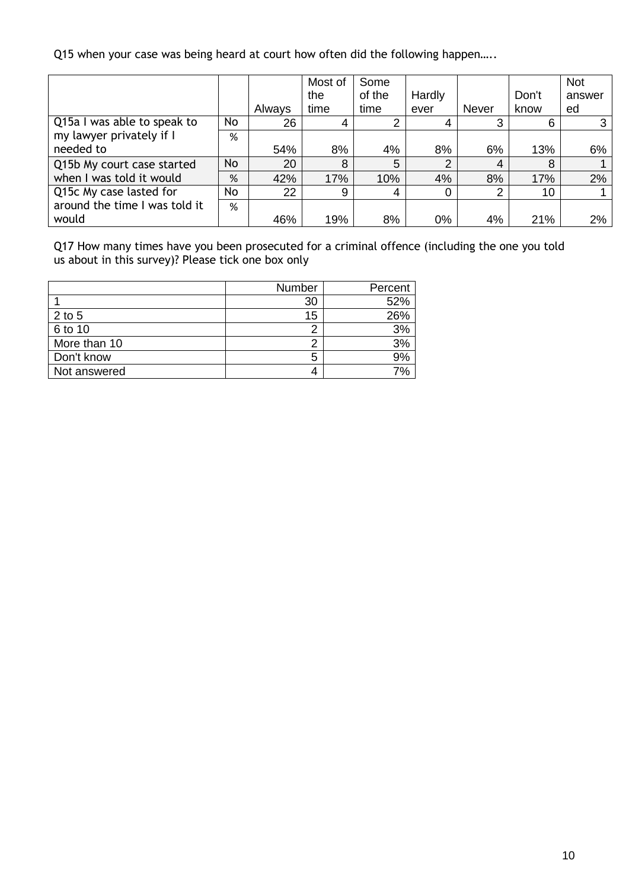Q15 when your case was being heard at court how often did the following happen…..

| | | Always | Most of the time | Some of the time | Hardly ever | Never | Don't know | Not answered |
|---|---|---|---|---|---|---|---|---|
| Q15a I was able to speak to my lawyer privately if I needed to | No | 26 | 4 | 2 | 4 | 3 | 6 | 3 |
| | % | 54% | 8% | 4% | 8% | 6% | 13% | 6% |
| Q15b My court case started when I was told it would | No | 20 | 8 | 5 | 2 | 4 | 8 | 1 |
| | % | 42% | 17% | 10% | 4% | 8% | 17% | 2% |
| Q15c My case lasted for around the time I was told it would | No | 22 | 9 | 4 | 0 | 2 | 10 | 1 |
| | % | 46% | 19% | 8% | 0% | 4% | 21% | 2% |

Q17 How many times have you been prosecuted for a criminal offence (including the one you told us about in this survey)? Please tick one box only

| | Number | Percent |
|---|---|---|
| 1 | 30 | 52% |
| 2 to 5 | 15 | 26% |
| 6 to 10 | 2 | 3% |
| More than 10 | 2 | 3% |
| Don't know | 5 | 9% |
| Not answered | 4 | 7% |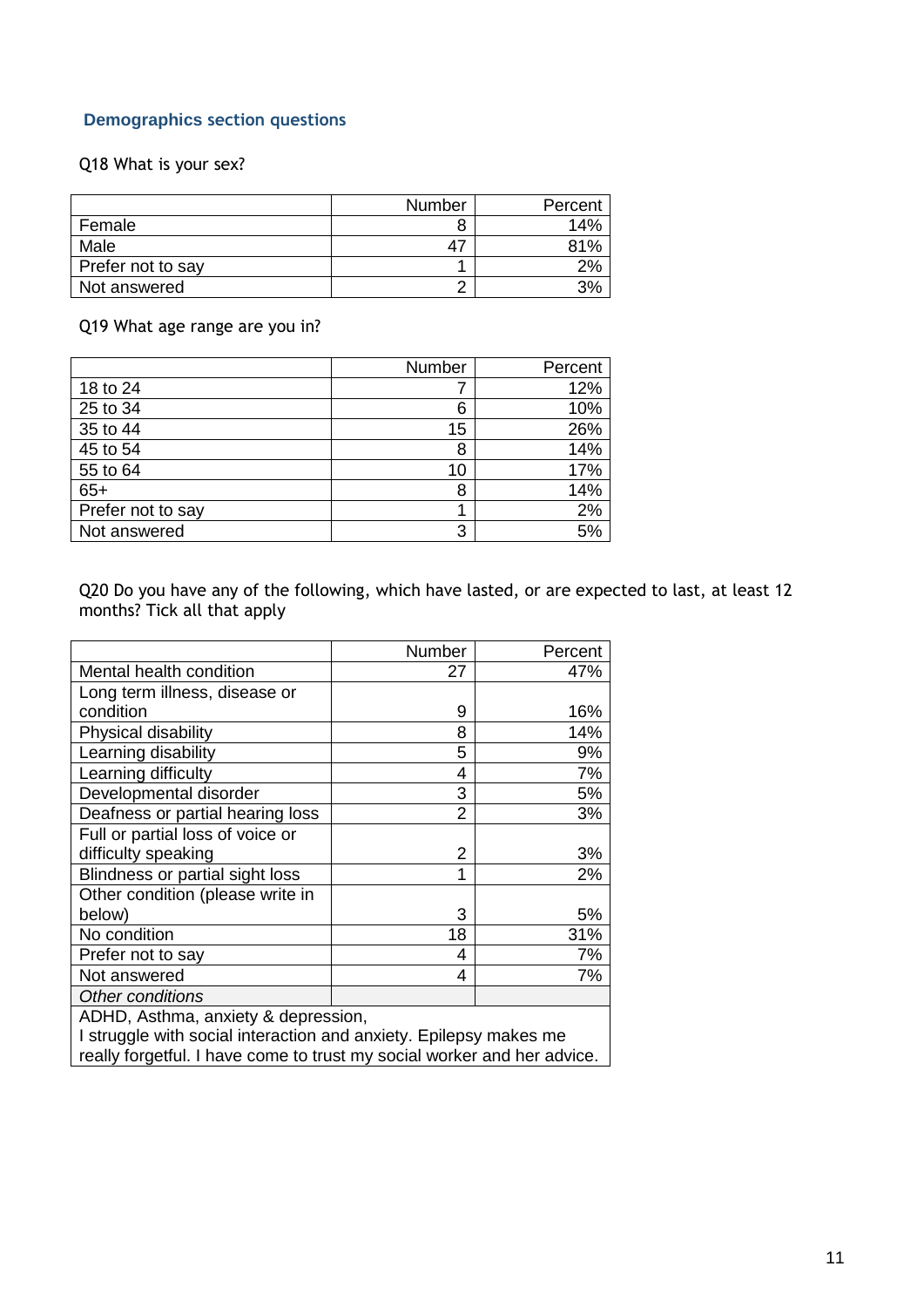## Demographics section questions

Q18 What is your sex?

| | Number | Percent |
|---|---|---|
| Female | 8 | 14% |
| Male | 47 | 81% |
| Prefer not to say | 1 | 2% |
| Not answered | 2 | 3% |

Q19 What age range are you in?

| | Number | Percent |
|---|---|---|
| 18 to 24 | 7 | 12% |
| 25 to 34 | 6 | 10% |
| 35 to 44 | 15 | 26% |
| 45 to 54 | 8 | 14% |
| 55 to 64 | 10 | 17% |
| 65+ | 8 | 14% |
| Prefer not to say | 1 | 2% |
| Not answered | 3 | 5% |

Q20 Do you have any of the following, which have lasted, or are expected to last, at least 12 months? Tick all that apply

| | Number | Percent |
|---|---|---|
| Mental health condition | 27 | 47% |
| Long term illness, disease or condition | 9 | 16% |
| Physical disability | 8 | 14% |
| Learning disability | 5 | 9% |
| Learning difficulty | 4 | 7% |
| Developmental disorder | 3 | 5% |
| Deafness or partial hearing loss | 2 | 3% |
| Full or partial loss of voice or difficulty speaking | 2 | 3% |
| Blindness or partial sight loss | 1 | 2% |
| Other condition (please write in below) | 3 | 5% |
| No condition | 18 | 31% |
| Prefer not to say | 4 | 7% |
| Not answered | 4 | 7% |
| *Other conditions* | | |
| ADHD, Asthma, anxiety & depression, I struggle with social interaction and anxiety. Epilepsy makes me really forgetful. I have come to trust my social worker and her advice. | | |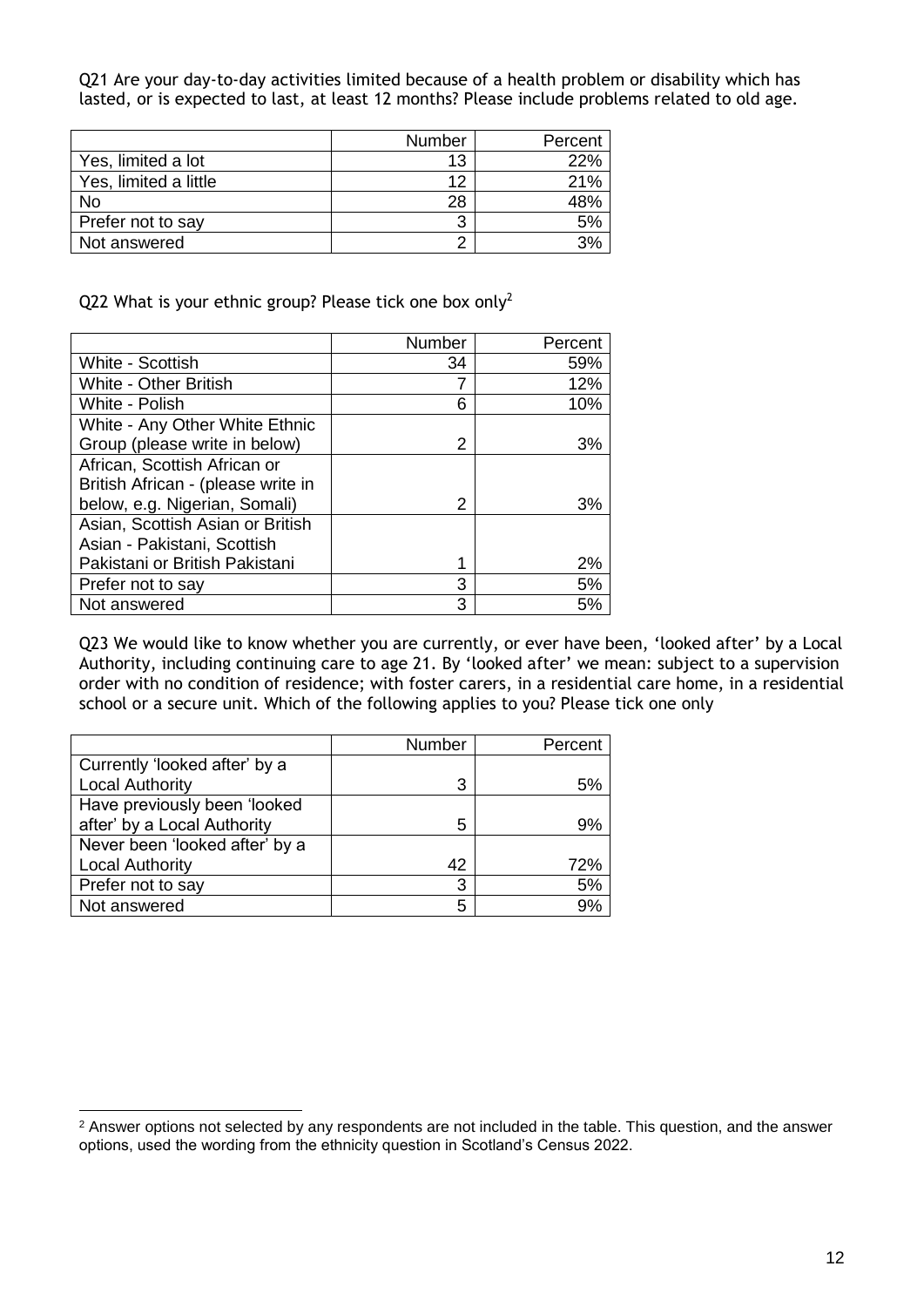Q21 Are your day-to-day activities limited because of a health problem or disability which has lasted, or is expected to last, at least 12 months? Please include problems related to old age.

| | Number | Percent |
|---|---|---|
| Yes, limited a lot | 13 | 22% |
| Yes, limited a little | 12 | 21% |
| No | 28 | 48% |
| Prefer not to say | 3 | 5% |
| Not answered | 2 | 3% |

Q22 What is your ethnic group? Please tick one box only[2]

| | Number | Percent |
|---|---|---|
| White - Scottish | 34 | 59% |
| White - Other British | 7 | 12% |
| White - Polish | 6 | 10% |
| White - Any Other White Ethnic Group (please write in below) | 2 | 3% |
| African, Scottish African or British African - (please write in below, e.g. Nigerian, Somali) | 2 | 3% |
| Asian, Scottish Asian or British Asian - Pakistani, Scottish Pakistani or British Pakistani | 1 | 2% |
| Prefer not to say | 3 | 5% |
| Not answered | 3 | 5% |

Q23 We would like to know whether you are currently, or ever have been, 'looked after' by a Local Authority, including continuing care to age 21. By 'looked after' we mean: subject to a supervision order with no condition of residence; with foster carers, in a residential care home, in a residential school or a secure unit. Which of the following applies to you? Please tick one only

| | Number | Percent |
|---|---|---|
| Currently 'looked after' by a Local Authority | 3 | 5% |
| Have previously been 'looked after' by a Local Authority | 5 | 9% |
| Never been 'looked after' by a Local Authority | 42 | 72% |
| Prefer not to say | 3 | 5% |
| Not answered | 5 | 9% |

[2] Answer options not selected by any respondents are not included in the table. This question, and the answer options, used the wording from the ethnicity question in Scotland's Census 2022.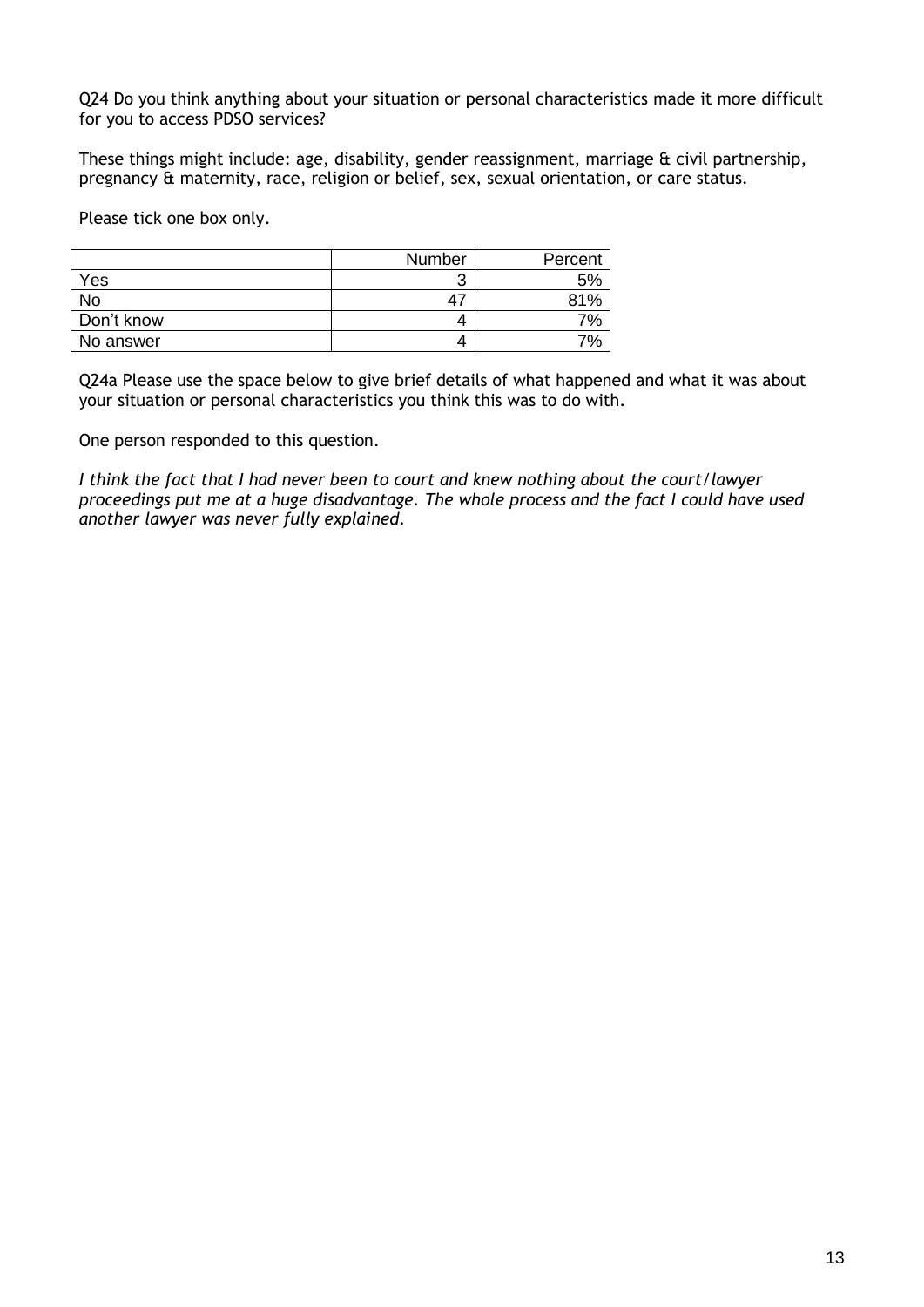Q24 Do you think anything about your situation or personal characteristics made it more difficult for you to access PDSO services?

These things might include: age, disability, gender reassignment, marriage & civil partnership, pregnancy & maternity, race, religion or belief, sex, sexual orientation, or care status.

Please tick one box only.

| | Number | Percent |
|---|---|---|
| Yes | 3 | 5% |
| No | 47 | 81% |
| Don't know | 4 | 7% |
| No answer | 4 | 7% |

Q24a Please use the space below to give brief details of what happened and what it was about your situation or personal characteristics you think this was to do with.

One person responded to this question.

*I think the fact that I had never been to court and knew nothing about the court/lawyer proceedings put me at a huge disadvantage. The whole process and the fact I could have used another lawyer was never fully explained.*